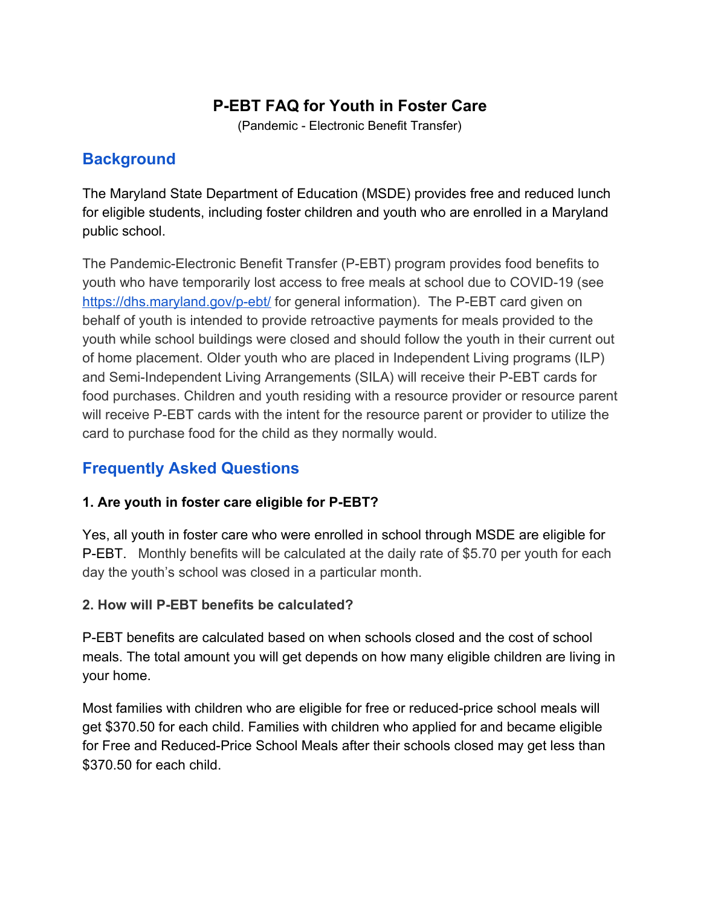# P-EBT FAQ for Youth in Foster Care

(Pandemic - Electronic Benefit Transfer)

## Background

The Maryland State Department of Education (MSDE) provides free and reduced lunch for eligible students, including foster children and youth who are enrolled in a Maryland public school.

The Pandemic-Electronic Benefit Transfer (P-EBT) program provides food benefits to youth who have temporarily lost access to free meals at school due to COVID-19 (see https://dhs.maryland.gov/p-ebt/ for general information). The P-EBT card given on behalf of youth is intended to provide retroactive payments for meals provided to the youth while school buildings were closed and should follow the youth in their current out of home placement. Older youth who are placed in Independent Living programs (ILP) and Semi-Independent Living Arrangements (SILA) will receive their P-EBT cards for food purchases. Children and youth residing with a resource provider or resource parent will receive P-EBT cards with the intent for the resource parent or provider to utilize the card to purchase food for the child as they normally would.

## Frequently Asked Questions

**1. Are youth in foster care eligible for P-EBT?**

Yes, all youth in foster care who were enrolled in school through MSDE are eligible for P-EBT. Monthly benefits will be calculated at the daily rate of $5.70 per youth for each day the youth's school was closed in a particular month.

**2. How will P-EBT benefits be calculated?**

P-EBT benefits are calculated based on when schools closed and the cost of school meals. The total amount you will get depends on how many eligible children are living in your home.

Most families with children who are eligible for free or reduced-price school meals will get $370.50 for each child. Families with children who applied for and became eligible for Free and Reduced-Price School Meals after their schools closed may get less than $370.50 for each child.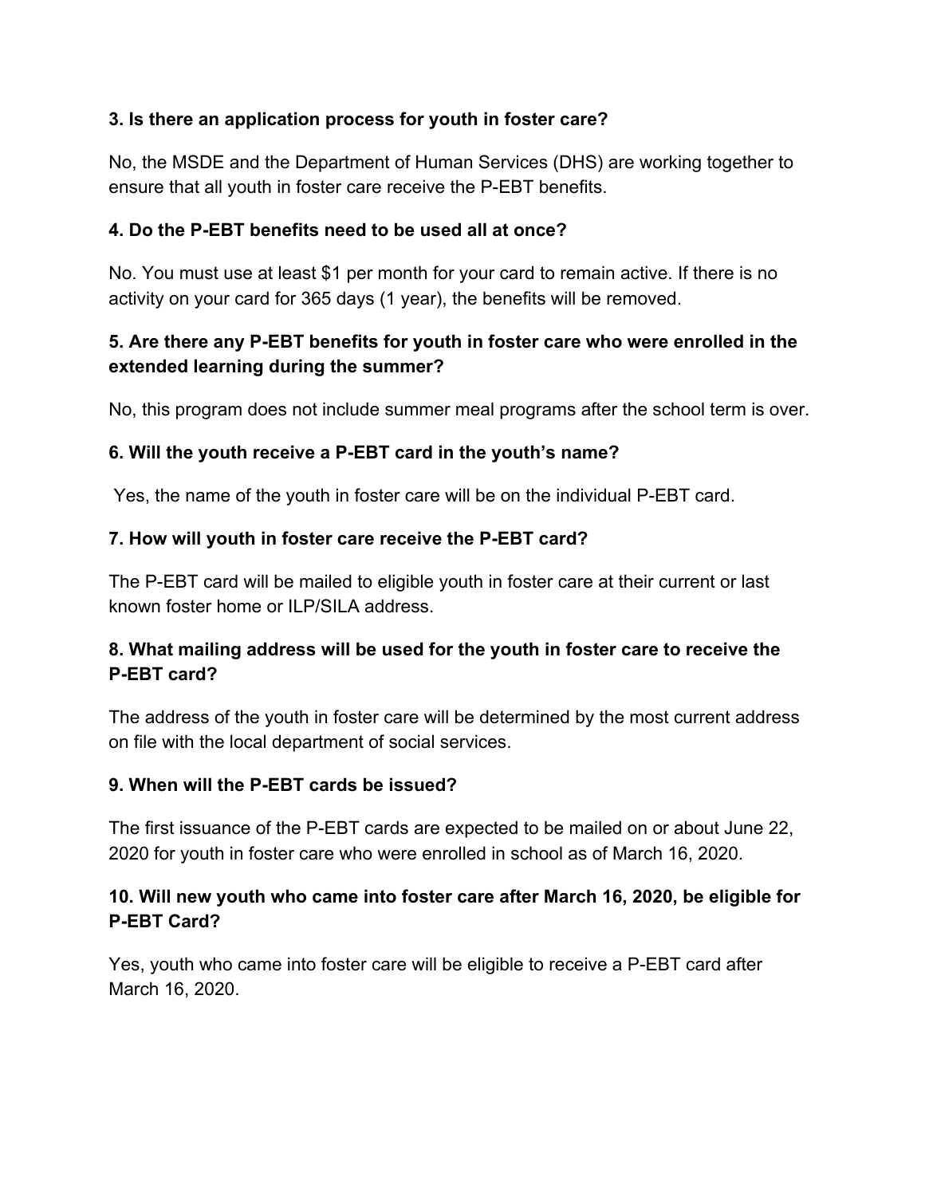**3. Is there an application process for youth in foster care?**

No, the MSDE and the Department of Human Services (DHS) are working together to ensure that all youth in foster care receive the P-EBT benefits.

**4. Do the P-EBT benefits need to be used all at once?**

No. You must use at least $1 per month for your card to remain active. If there is no activity on your card for 365 days (1 year), the benefits will be removed.

**5. Are there any P-EBT benefits for youth in foster care who were enrolled in the extended learning during the summer?**

No, this program does not include summer meal programs after the school term is over.

**6. Will the youth receive a P-EBT card in the youth's name?**

Yes, the name of the youth in foster care will be on the individual P-EBT card.

**7. How will youth in foster care receive the P-EBT card?**

The P-EBT card will be mailed to eligible youth in foster care at their current or last known foster home or ILP/SILA address.

**8. What mailing address will be used for the youth in foster care to receive the P-EBT card?**

The address of the youth in foster care will be determined by the most current address on file with the local department of social services.

**9. When will the P-EBT cards be issued?**

The first issuance of the P-EBT cards are expected to be mailed on or about June 22, 2020 for youth in foster care who were enrolled in school as of March 16, 2020.

**10. Will new youth who came into foster care after March 16, 2020, be eligible for P-EBT Card?**

Yes, youth who came into foster care will be eligible to receive a P-EBT card after March 16, 2020.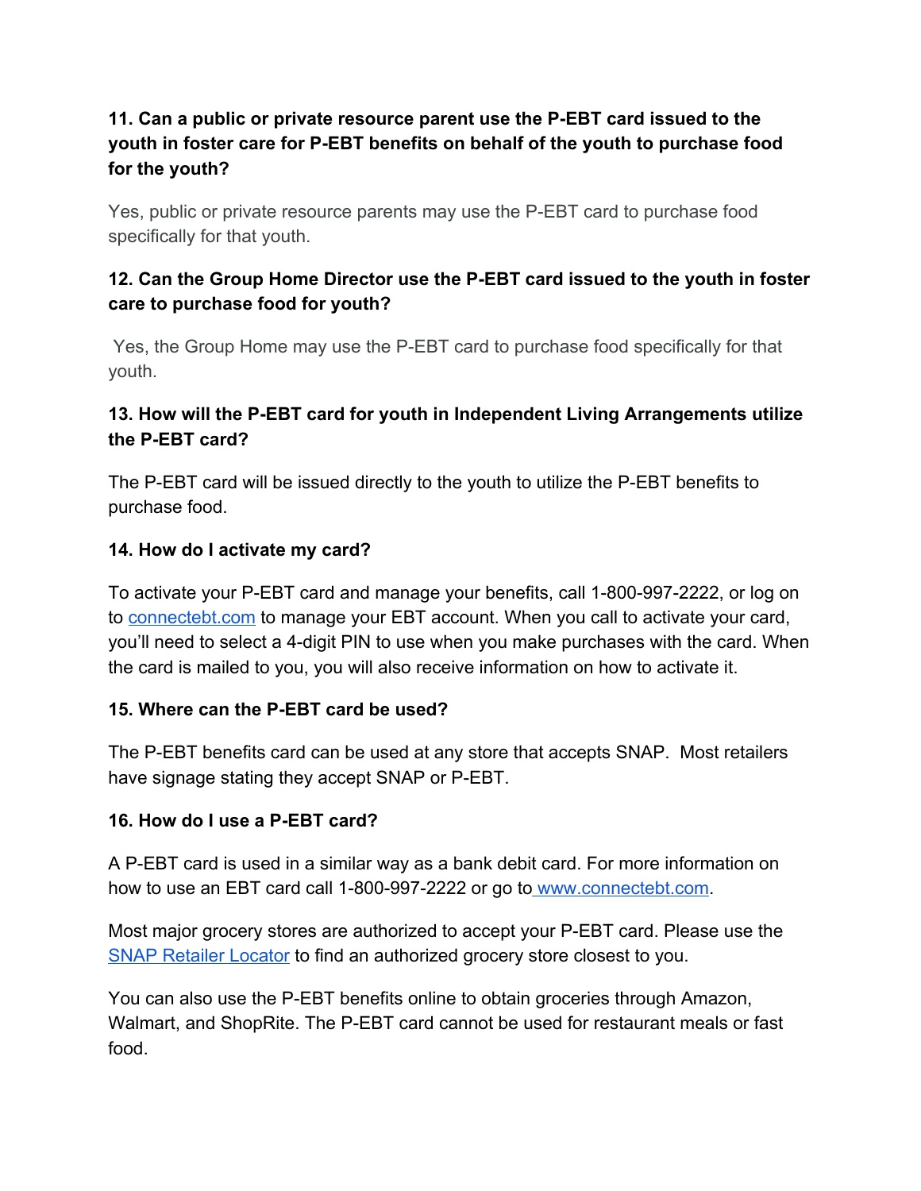**11. Can a public or private resource parent use the P-EBT card issued to the youth in foster care for P-EBT benefits on behalf of the youth to purchase food for the youth?**

Yes, public or private resource parents may use the P-EBT card to purchase food specifically for that youth.

**12. Can the Group Home Director use the P-EBT card issued to the youth in foster care to purchase food for youth?**

Yes, the Group Home may use the P-EBT card to purchase food specifically for that youth.

**13. How will the P-EBT card for youth in Independent Living Arrangements utilize the P-EBT card?**

The P-EBT card will be issued directly to the youth to utilize the P-EBT benefits to purchase food.

**14. How do I activate my card?**

To activate your P-EBT card and manage your benefits, call 1-800-997-2222, or log on to [connectebt.com](connectebt.com) to manage your EBT account. When you call to activate your card, you'll need to select a 4-digit PIN to use when you make purchases with the card. When the card is mailed to you, you will also receive information on how to activate it.

**15. Where can the P-EBT card be used?**

The P-EBT benefits card can be used at any store that accepts SNAP. Most retailers have signage stating they accept SNAP or P-EBT.

**16. How do I use a P-EBT card?**

A P-EBT card is used in a similar way as a bank debit card. For more information on how to use an EBT card call 1-800-997-2222 or go to [www.connectebt.com](www.connectebt.com).

Most major grocery stores are authorized to accept your P-EBT card. Please use the SNAP Retailer Locator to find an authorized grocery store closest to you.

You can also use the P-EBT benefits online to obtain groceries through Amazon, Walmart, and ShopRite. The P-EBT card cannot be used for restaurant meals or fast food.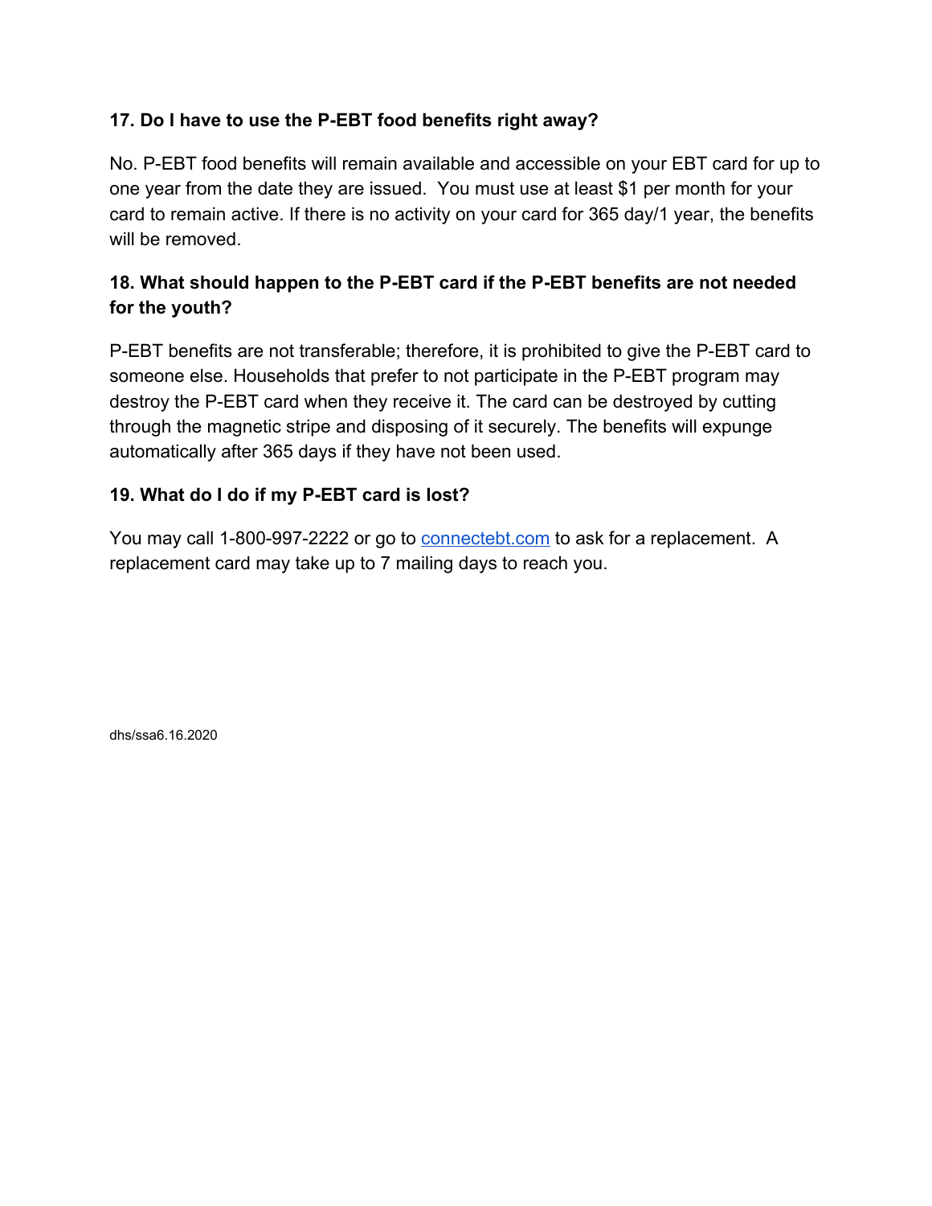**17. Do I have to use the P-EBT food benefits right away?**

No. P-EBT food benefits will remain available and accessible on your EBT card for up to one year from the date they are issued. You must use at least $1 per month for your card to remain active. If there is no activity on your card for 365 day/1 year, the benefits will be removed.

**18. What should happen to the P-EBT card if the P-EBT benefits are not needed for the youth?**

P-EBT benefits are not transferable; therefore, it is prohibited to give the P-EBT card to someone else. Households that prefer to not participate in the P-EBT program may destroy the P-EBT card when they receive it. The card can be destroyed by cutting through the magnetic stripe and disposing of it securely. The benefits will expunge automatically after 365 days if they have not been used.

**19. What do I do if my P-EBT card is lost?**

You may call 1-800-997-2222 or go to [connectebt.com](connectebt.com) to ask for a replacement. A replacement card may take up to 7 mailing days to reach you.

dhs/ssa6.16.2020